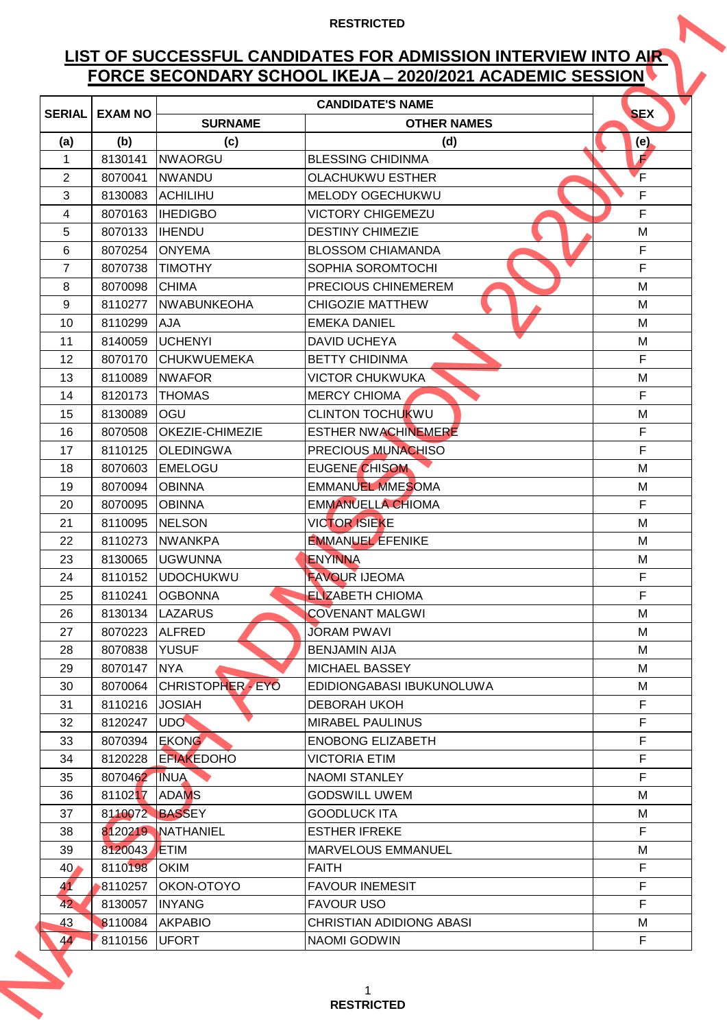**RESTRICTED**

# LIST OF SUCCESSFUL CANDIDATES FOR ADMISSION INTERVIEW INTO AIR FORCE SECONDARY SCHOOL IKEJA – 2020/2021 ACADEMIC SESSION

| SERIAL | EXAM NO | CANDIDATE'S NAME | | SEX |
|---|---|---|---|---|
| | | SURNAME | OTHER NAMES | |
| (a) | (b) | (c) | (d) | (e) |
| 1 | 8130141 | NWAORGU | BLESSING CHIDINMA | F |
| 2 | 8070041 | NWANDU | OLACHUKWU ESTHER | F |
| 3 | 8130083 | ACHILIHU | MELODY OGECHUKWU | F |
| 4 | 8070163 | IHEDIGBO | VICTORY CHIGEMEZU | F |
| 5 | 8070133 | IHENDU | DESTINY CHIMEZIE | M |
| 6 | 8070254 | ONYEMA | BLOSSOM CHIAMANDA | F |
| 7 | 8070738 | TIMOTHY | SOPHIA SOROMTOCHI | F |
| 8 | 8070098 | CHIMA | PRECIOUS CHINEMEREM | M |
| 9 | 8110277 | NWABUNKEOHA | CHIGOZIE MATTHEW | M |
| 10 | 8110299 | AJA | EMEKA DANIEL | M |
| 11 | 8140059 | UCHENYI | DAVID UCHEYA | M |
| 12 | 8070170 | CHUKWUEMEKA | BETTY CHIDINMA | F |
| 13 | 8110089 | NWAFOR | VICTOR CHUKWUKA | M |
| 14 | 8120173 | THOMAS | MERCY CHIOMA | F |
| 15 | 8130089 | OGU | CLINTON TOCHUKWU | M |
| 16 | 8070508 | OKEZIE-CHIMEZIE | ESTHER NWACHINEMERE | F |
| 17 | 8110125 | OLEDINGWA | PRECIOUS MUNACHISO | F |
| 18 | 8070603 | EMELOGU | EUGENE CHISOM | M |
| 19 | 8070094 | OBINNA | EMMANUEL MMESOMA | M |
| 20 | 8070095 | OBINNA | EMMANUELLA CHIOMA | F |
| 21 | 8110095 | NELSON | VICTOR ISIEKE | M |
| 22 | 8110273 | NWANKPA | EMMANUEL EFENIKE | M |
| 23 | 8130065 | UGWUNNA | ENYINNA | M |
| 24 | 8110152 | UDOCHUKWU | FAVOUR IJEOMA | F |
| 25 | 8110241 | OGBONNA | ELIZABETH CHIOMA | F |
| 26 | 8130134 | LAZARUS | COVENANT MALGWI | M |
| 27 | 8070223 | ALFRED | JORAM PWAVI | M |
| 28 | 8070838 | YUSUF | BENJAMIN AIJA | M |
| 29 | 8070147 | NYA | MICHAEL BASSEY | M |
| 30 | 8070064 | CHRISTOPHER - EYO | EDIDIONGABASI IBUKUNOLUWA | M |
| 31 | 8110216 | JOSIAH | DEBORAH UKOH | F |
| 32 | 8120247 | UDO | MIRABEL PAULINUS | F |
| 33 | 8070394 | EKONG | ENOBONG ELIZABETH | F |
| 34 | 8120228 | EFIAKEDOHO | VICTORIA ETIM | F |
| 35 | 8070462 | INUA | NAOMI STANLEY | F |
| 36 | 8110217 | ADAMS | GODSWILL UWEM | M |
| 37 | 8110072 | BASSEY | GOODLUCK ITA | M |
| 38 | 8120219 | NATHANIEL | ESTHER IFREKE | F |
| 39 | 8120043 | ETIM | MARVELOUS EMMANUEL | M |
| 40 | 8110198 | OKIM | FAITH | F |
| 41 | 8110257 | OKON-OTOYO | FAVOUR INEMESIT | F |
| 42 | 8130057 | INYANG | FAVOUR USO | F |
| 43 | 8110084 | AKPABIO | CHRISTIAN ADIDIONG ABASI | M |
| 44 | 8110156 | UFORT | NAOMI GODWIN | F |

**RESTRICTED**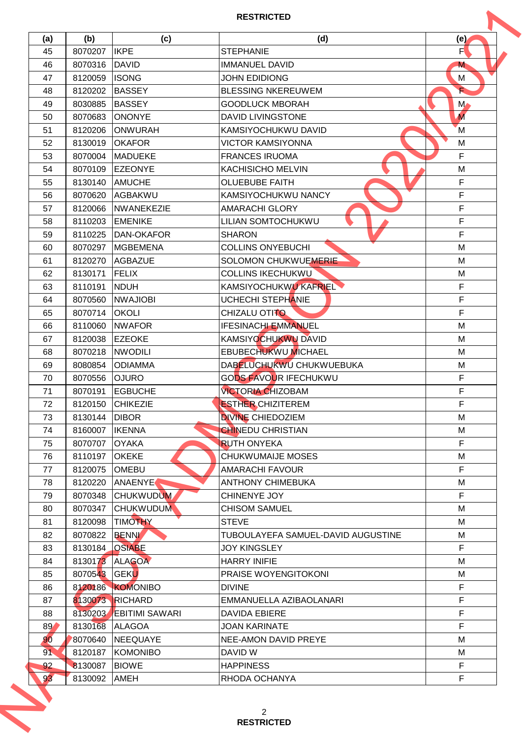| (a) | (b) | (c) | (d) | (e) |
|---|---|---|---|---|
| 45 | 8070207 | IKPE | STEPHANIE | F |
| 46 | 8070316 | DAVID | IMMANUEL DAVID | M |
| 47 | 8120059 | ISONG | JOHN EDIDIONG | M |
| 48 | 8120202 | BASSEY | BLESSING NKEREUWEM | F |
| 49 | 8030885 | BASSEY | GOODLUCK MBORAH | M |
| 50 | 8070683 | ONONYE | DAVID LIVINGSTONE | M |
| 51 | 8120206 | ONWURAH | KAMSIYOCHUKWU DAVID | M |
| 52 | 8130019 | OKAFOR | VICTOR KAMSIYONNA | M |
| 53 | 8070004 | MADUEKE | FRANCES IRUOMA | F |
| 54 | 8070109 | EZEONYE | KACHISICHO MELVIN | M |
| 55 | 8130140 | AMUCHE | OLUEBUBE FAITH | F |
| 56 | 8070620 | AGBAKWU | KAMSIYOCHUKWU NANCY | F |
| 57 | 8120066 | NWANEKEZIE | AMARACHI GLORY | F |
| 58 | 8110203 | EMENIKE | LILIAN SOMTOCHUKWU | F |
| 59 | 8110225 | DAN-OKAFOR | SHARON | F |
| 60 | 8070297 | MGBEMENA | COLLINS ONYEBUCHI | M |
| 61 | 8120270 | AGBAZUE | SOLOMON CHUKWUEMERIE | M |
| 62 | 8130171 | FELIX | COLLINS IKECHUKWU | M |
| 63 | 8110191 | NDUH | KAMSIYOCHUKWU KAFRIEL | F |
| 64 | 8070560 | NWAJIOBI | UCHECHI STEPHANIE | F |
| 65 | 8070714 | OKOLI | CHIZALU OTITO | F |
| 66 | 8110060 | NWAFOR | IFESINACHI EMMANUEL | M |
| 67 | 8120038 | EZEOKE | KAMSIYOCHUKWU DAVID | M |
| 68 | 8070218 | NWODILI | EBUBECHUKWU MICHAEL | M |
| 69 | 8080854 | ODIAMMA | DABELUCHUKWU CHUKWUEBUKA | M |
| 70 | 8070556 | OJURO | GODS FAVOUR IFECHUKWU | F |
| 71 | 8070191 | EGBUCHE | VICTORIA CHIZOBAM | F |
| 72 | 8120150 | CHIKEZIE | ESTHER CHIZITEREM | F |
| 73 | 8130144 | DIBOR | DIVINE CHIEDOZIEM | M |
| 74 | 8160007 | IKENNA | CHINEDU CHRISTIAN | M |
| 75 | 8070707 | OYAKA | RUTH ONYEKA | F |
| 76 | 8110197 | OKEKE | CHUKWUMAIJE MOSES | M |
| 77 | 8120075 | OMEBU | AMARACHI FAVOUR | F |
| 78 | 8120220 | ANAENYE | ANTHONY CHIMEBUKA | M |
| 79 | 8070348 | CHUKWUDUM | CHINENYE JOY | F |
| 80 | 8070347 | CHUKWUDUM | CHISOM SAMUEL | M |
| 81 | 8120098 | TIMOTHY | STEVE | M |
| 82 | 8070822 | BENNI | TUBOULAYEFA SAMUEL-DAVID AUGUSTINE | M |
| 83 | 8130184 | OSIABE | JOY KINGSLEY | F |
| 84 | 8130173 | ALAGOA | HARRY INIFIE | M |
| 85 | 8070543 | GEKU | PRAISE WOYENGITOKONI | M |
| 86 | 8120186 | KOMONIBO | DIVINE | F |
| 87 | 8130073 | RICHARD | EMMANUELLA AZIBAOLANARI | F |
| 88 | 8130203 | EBITIMI SAWARI | DAVIDA EBIERE | F |
| 89 | 8130168 | ALAGOA | JOAN KARINATE | F |
| 90 | 8070640 | NEEQUAYE | NEE-AMON DAVID PREYE | M |
| 91 | 8120187 | KOMONIBO | DAVID W | M |
| 92 | 8130087 | BIOWE | HAPPINESS | F |
| 93 | 8130092 | AMEH | RHODA OCHANYA | F |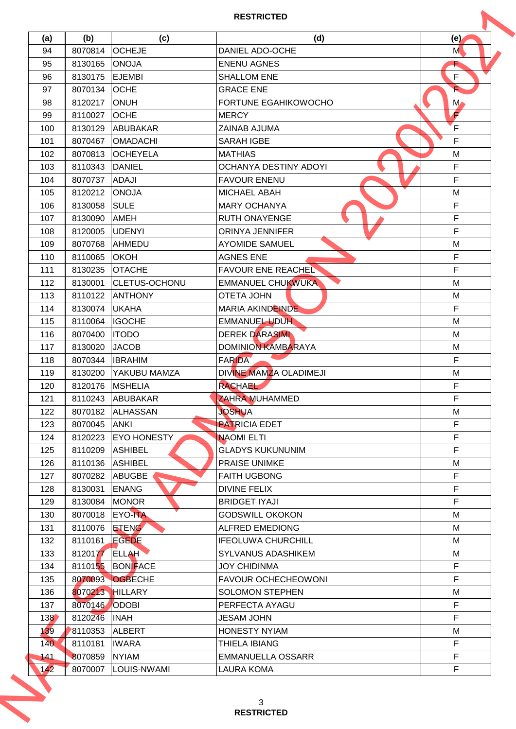| (a) | (b) | (c) | (d) | (e) |
|---|---|---|---|---|
| 94 | 8070814 | OCHEJE | DANIEL ADO-OCHE | M |
| 95 | 8130165 | ONOJA | ENENU AGNES | F |
| 96 | 8130175 | EJEMBI | SHALLOM ENE | F |
| 97 | 8070134 | OCHE | GRACE ENE | F |
| 98 | 8120217 | ONUH | FORTUNE EGAHIKOWOCHO | M |
| 99 | 8110027 | OCHE | MERCY | F |
| 100 | 8130129 | ABUBAKAR | ZAINAB AJUMA | F |
| 101 | 8070467 | OMADACHI | SARAH IGBE | F |
| 102 | 8070813 | OCHEYELA | MATHIAS | M |
| 103 | 8110343 | DANIEL | OCHANYA DESTINY ADOYI | F |
| 104 | 8070737 | ADAJI | FAVOUR ENENU | F |
| 105 | 8120212 | ONOJA | MICHAEL ABAH | M |
| 106 | 8130058 | SULE | MARY OCHANYA | F |
| 107 | 8130090 | AMEH | RUTH ONAYENGE | F |
| 108 | 8120005 | UDENYI | ORINYA JENNIFER | F |
| 109 | 8070768 | AHMEDU | AYOMIDE SAMUEL | M |
| 110 | 8110065 | OKOH | AGNES ENE | F |
| 111 | 8130235 | OTACHE | FAVOUR ENE REACHEL | F |
| 112 | 8130001 | CLETUS-OCHONU | EMMANUEL CHUKWUKA | M |
| 113 | 8110122 | ANTHONY | OTETA JOHN | M |
| 114 | 8130074 | UKAHA | MARIA AKINDEINDE | F |
| 115 | 8110064 | IGOCHE | EMMANUEL UDUH | M |
| 116 | 8070400 | ITODO | DEREK DARASIMI | M |
| 117 | 8130020 | JACOB | DOMINION KAMBARAYA | M |
| 118 | 8070344 | IBRAHIM | FARIDA | F |
| 119 | 8130200 | YAKUBU MAMZA | DIVINE MAMZA OLADIMEJI | M |
| 120 | 8120176 | MSHELIA | RACHAEL | F |
| 121 | 8110243 | ABUBAKAR | ZAHRA MUHAMMED | F |
| 122 | 8070182 | ALHASSAN | JOSHUA | M |
| 123 | 8070045 | ANKI | PATRICIA EDET | F |
| 124 | 8120223 | EYO HONESTY | NAOMI ELTI | F |
| 125 | 8110209 | ASHIBEL | GLADYS KUKUNUNIM | F |
| 126 | 8110136 | ASHIBEL | PRAISE UNIMKE | M |
| 127 | 8070282 | ABUGBE | FAITH UGBONG | F |
| 128 | 8130031 | ENANG | DIVINE FELIX | F |
| 129 | 8130084 | MONOR | BRIDGET IYAJI | F |
| 130 | 8070018 | EYO-ITA | GODSWILL OKOKON | M |
| 131 | 8110076 | ETENG | ALFRED EMEDIONG | M |
| 132 | 8110161 | EGEDE | IFEOLUWA CHURCHILL | M |
| 133 | 8120177 | ELLAH | SYLVANUS ADASHIKEM | M |
| 134 | 8110155 | BONIFACE | JOY CHIDINMA | F |
| 135 | 8070093 | OGBECHE | FAVOUR OCHECHEOWONI | F |
| 136 | 8070213 | HILLARY | SOLOMON STEPHEN | M |
| 137 | 8070146 | ODOBI | PERFECTA AYAGU | F |
| 138 | 8120246 | INAH | JESAM JOHN | F |
| 139 | 8110353 | ALBERT | HONESTY NYIAM | M |
| 140 | 8110181 | IWARA | THIELA IBIANG | F |
| 141 | 8070859 | NYIAM | EMMANUELLA OSSARR | F |
| 142 | 8070007 | LOUIS-NWAMI | LAURA KOMA | F |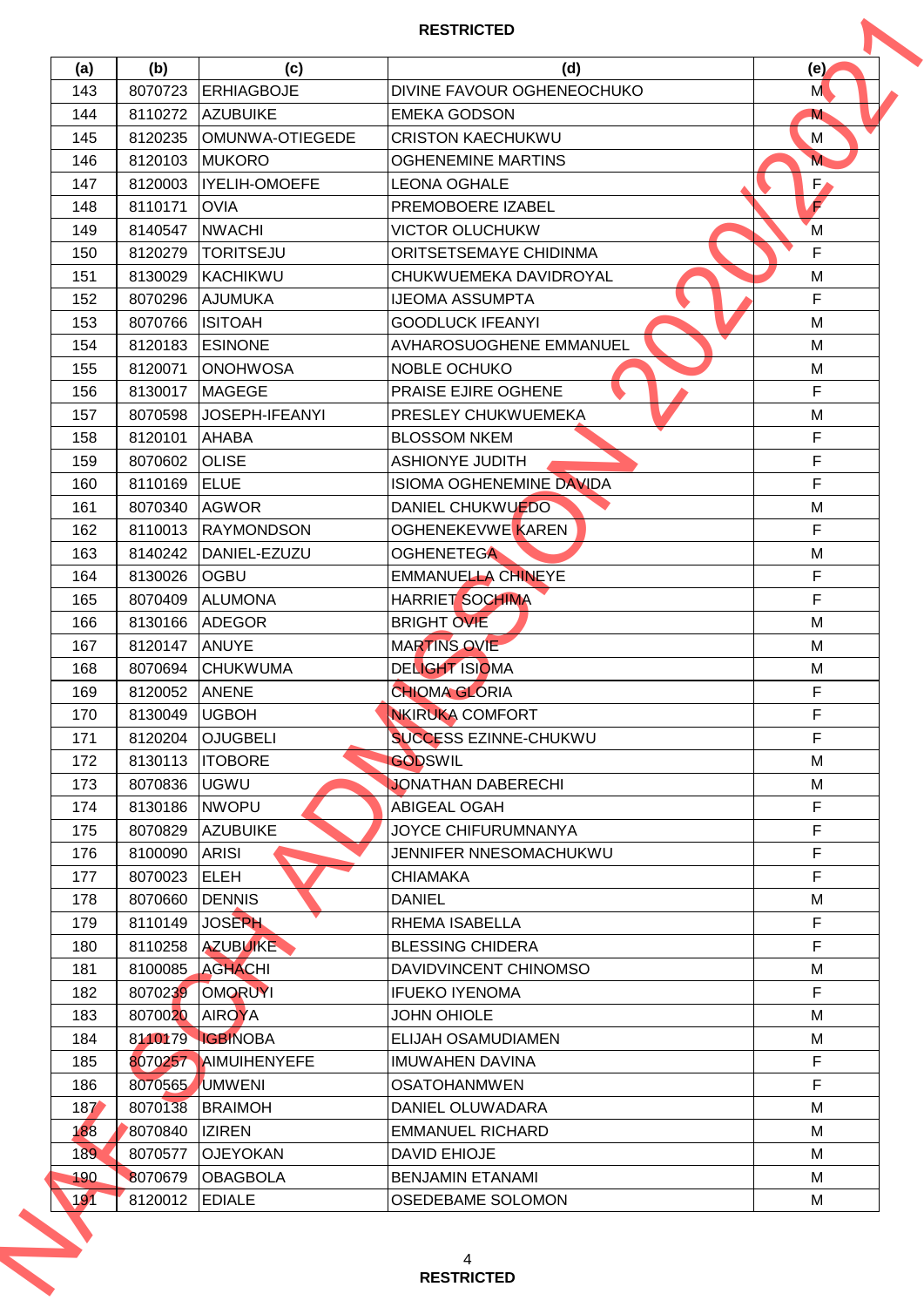| (a) | (b) | (c) | (d) | (e) |
|---|---|---|---|---|
| 143 | 8070723 | ERHIAGBOJE | DIVINE FAVOUR OGHENEOCHUKO | M |
| 144 | 8110272 | AZUBUIKE | EMEKA GODSON | M |
| 145 | 8120235 | OMUNWA-OTIEGEDE | CRISTON KAECHUKWU | M |
| 146 | 8120103 | MUKORO | OGHENEMINE MARTINS | M |
| 147 | 8120003 | IYELIH-OMOEFE | LEONA OGHALE | F |
| 148 | 8110171 | OVIA | PREMOBOERE IZABEL | F |
| 149 | 8140547 | NWACHI | VICTOR OLUCHUKW | M |
| 150 | 8120279 | TORITSEJU | ORITSETSEMAYE CHIDINMA | F |
| 151 | 8130029 | KACHIKWU | CHUKWUEMEKA DAVIDROYAL | M |
| 152 | 8070296 | AJUMUKA | IJEOMA ASSUMPTA | F |
| 153 | 8070766 | ISITOAH | GOODLUCK IFEANYI | M |
| 154 | 8120183 | ESINONE | AVHAROSUOGHENE EMMANUEL | M |
| 155 | 8120071 | ONOHWOSA | NOBLE OCHUKO | M |
| 156 | 8130017 | MAGEGE | PRAISE EJIRE OGHENE | F |
| 157 | 8070598 | JOSEPH-IFEANYI | PRESLEY CHUKWUEMEKA | M |
| 158 | 8120101 | AHABA | BLOSSOM NKEM | F |
| 159 | 8070602 | OLISE | ASHIONYE JUDITH | F |
| 160 | 8110169 | ELUE | ISIOMA OGHENEMINE DAVIDA | F |
| 161 | 8070340 | AGWOR | DANIEL CHUKWUEDO | M |
| 162 | 8110013 | RAYMONDSON | OGHENEKEVWE KAREN | F |
| 163 | 8140242 | DANIEL-EZUZU | OGHENETEGA | M |
| 164 | 8130026 | OGBU | EMMANUELLA CHINEYE | F |
| 165 | 8070409 | ALUMONA | HARRIET SOCHIMA | F |
| 166 | 8130166 | ADEGOR | BRIGHT OVIE | M |
| 167 | 8120147 | ANUYE | MARTINS OVIE | M |
| 168 | 8070694 | CHUKWUMA | DELIGHT ISIOMA | M |
| 169 | 8120052 | ANENE | CHIOMA GLORIA | F |
| 170 | 8130049 | UGBOH | NKIRUKA COMFORT | F |
| 171 | 8120204 | OJUGBELI | SUCCESS EZINNE-CHUKWU | F |
| 172 | 8130113 | ITOBORE | GODSWIL | M |
| 173 | 8070836 | UGWU | JONATHAN DABERECHI | M |
| 174 | 8130186 | NWOPU | ABIGEAL OGAH | F |
| 175 | 8070829 | AZUBUIKE | JOYCE CHIFURUMNANYA | F |
| 176 | 8100090 | ARISI | JENNIFER NNESOMACHUKWU | F |
| 177 | 8070023 | ELEH | CHIAMAKA | F |
| 178 | 8070660 | DENNIS | DANIEL | M |
| 179 | 8110149 | JOSEPH | RHEMA ISABELLA | F |
| 180 | 8110258 | AZUBUIKE | BLESSING CHIDERA | F |
| 181 | 8100085 | AGHACHI | DAVIDVINCENT CHINOMSO | M |
| 182 | 8070239 | OMORUYI | IFUEKO IYENOMA | F |
| 183 | 8070020 | AIROYA | JOHN OHIOLE | M |
| 184 | 8110179 | IGBINOBA | ELIJAH OSAMUDIAMEN | M |
| 185 | 8070257 | AIMUIHENYEFE | IMUWAHEN DAVINA | F |
| 186 | 8070565 | UMWENI | OSATOHANMWEN | F |
| 187 | 8070138 | BRAIMOH | DANIEL OLUWADARA | M |
| 188 | 8070840 | IZIREN | EMMANUEL RICHARD | M |
| 189 | 8070577 | OJEYOKAN | DAVID EHIOJE | M |
| 190 | 8070679 | OBAGBOLA | BENJAMIN ETANAMI | M |
| 191 | 8120012 | EDIALE | OSEDEBAME SOLOMON | M |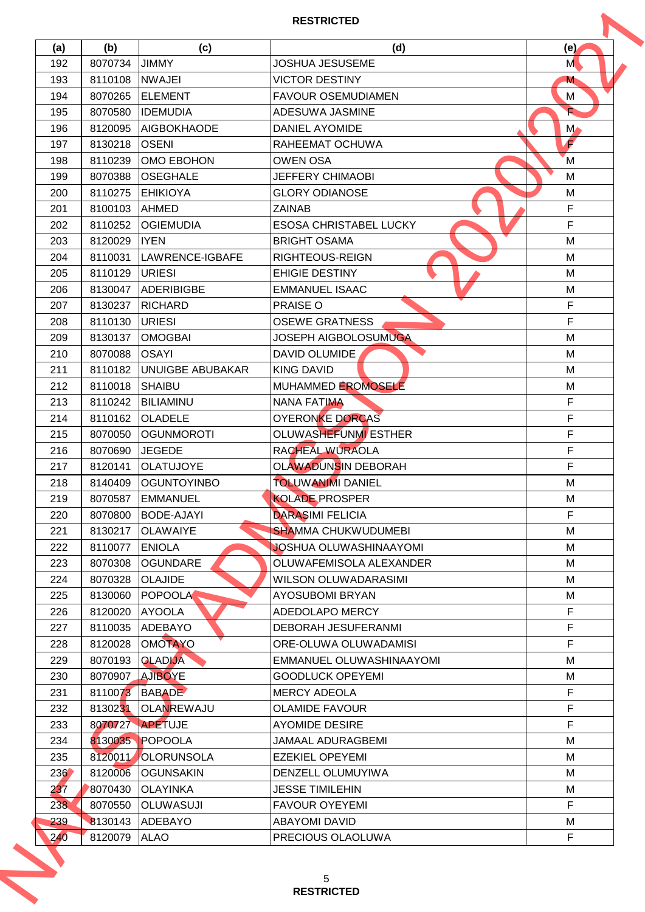| (a) | (b) | (c) | (d) | (e) |
|---|---|---|---|---|
| 192 | 8070734 | JIMMY | JOSHUA JESUSEME | M |
| 193 | 8110108 | NWAJEI | VICTOR DESTINY | M |
| 194 | 8070265 | ELEMENT | FAVOUR OSEMUDIAMEN | M |
| 195 | 8070580 | IDEMUDIA | ADESUWA JASMINE | F |
| 196 | 8120095 | AIGBOKHAODE | DANIEL AYOMIDE | M |
| 197 | 8130218 | OSENI | RAHEEMAT OCHUWA | F |
| 198 | 8110239 | OMO EBOHON | OWEN OSA | M |
| 199 | 8070388 | OSEGHALE | JEFFERY CHIMAOBI | M |
| 200 | 8110275 | EHIKIOYA | GLORY ODIANOSE | M |
| 201 | 8100103 | AHMED | ZAINAB | F |
| 202 | 8110252 | OGIEMUDIA | ESOSA CHRISTABEL LUCKY | F |
| 203 | 8120029 | IYEN | BRIGHT OSAMA | M |
| 204 | 8110031 | LAWRENCE-IGBAFE | RIGHTEOUS-REIGN | M |
| 205 | 8110129 | URIESI | EHIGIE DESTINY | M |
| 206 | 8130047 | ADERIBIGBE | EMMANUEL ISAAC | M |
| 207 | 8130237 | RICHARD | PRAISE O | F |
| 208 | 8110130 | URIESI | OSEWE GRATNESS | F |
| 209 | 8130137 | OMOGBAI | JOSEPH AIGBOLOSUMUGA | M |
| 210 | 8070088 | OSAYI | DAVID OLUMIDE | M |
| 211 | 8110182 | UNUIGBE ABUBAKAR | KING DAVID | M |
| 212 | 8110018 | SHAIBU | MUHAMMED EROMOSELE | M |
| 213 | 8110242 | BILIAMINU | NANA FATIMA | F |
| 214 | 8110162 | OLADELE | OYERONKE DORCAS | F |
| 215 | 8070050 | OGUNMOROTI | OLUWASHEFUNMI ESTHER | F |
| 216 | 8070690 | JEGEDE | RACHEAL WURAOLA | F |
| 217 | 8120141 | OLATUJOYE | OLAWADUNSIN DEBORAH | F |
| 218 | 8140409 | OGUNTOYINBO | TOLUWANIMI DANIEL | M |
| 219 | 8070587 | EMMANUEL | KOLADE PROSPER | M |
| 220 | 8070800 | BODE-AJAYI | DARASIMI FELICIA | F |
| 221 | 8130217 | OLAWAIYE | SHAMMA CHUKWUDUMEBI | M |
| 222 | 8110077 | ENIOLA | JOSHUA OLUWASHINAAYOMI | M |
| 223 | 8070308 | OGUNDARE | OLUWAFEMISOLA ALEXANDER | M |
| 224 | 8070328 | OLAJIDE | WILSON OLUWADARASIMI | M |
| 225 | 8130060 | POPOOLA | AYOSUBOMI BRYAN | M |
| 226 | 8120020 | AYOOLA | ADEDOLAPO MERCY | F |
| 227 | 8110035 | ADEBAYO | DEBORAH JESUFERANMI | F |
| 228 | 8120028 | OMOTAYO | ORE-OLUWA OLUWADAMISI | F |
| 229 | 8070193 | OLADIJA | EMMANUEL OLUWASHINAAYOMI | M |
| 230 | 8070907 | AJIBOYE | GOODLUCK OPEYEMI | M |
| 231 | 8110073 | BABADE | MERCY ADEOLA | F |
| 232 | 8130231 | OLANREWAJU | OLAMIDE FAVOUR | F |
| 233 | 8070727 | APETUJE | AYOMIDE DESIRE | F |
| 234 | 8130035 | POPOOLA | JAMAAL ADURAGBEMI | M |
| 235 | 8120011 | OLORUNSOLA | EZEKIEL OPEYEMI | M |
| 236 | 8120006 | OGUNSAKIN | DENZELL OLUMUYIWA | M |
| 237 | 8070430 | OLAYINKA | JESSE TIMILEHIN | M |
| 238 | 8070550 | OLUWASUJI | FAVOUR OYEYEMI | F |
| 239 | 8130143 | ADEBAYO | ABAYOMI DAVID | M |
| 240 | 8120079 | ALAO | PRECIOUS OLAOLUWA | F |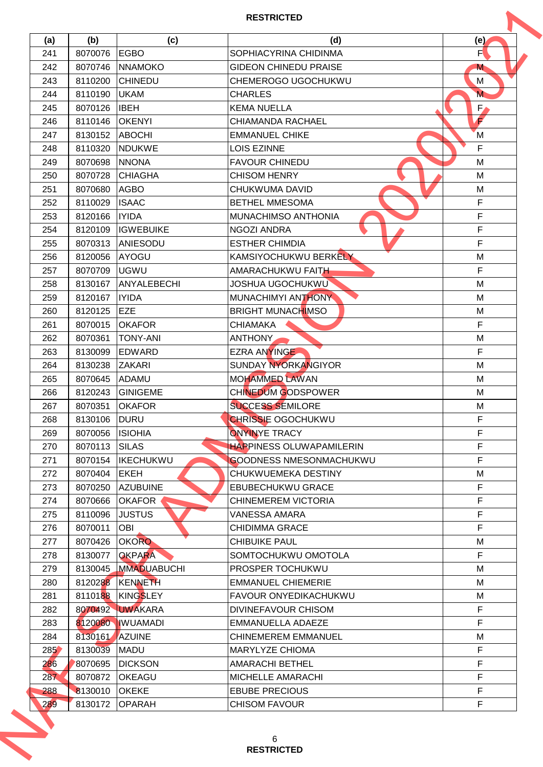| (a) | (b) | (c) | (d) | (e) |
|---|---|---|---|---|
| 241 | 8070076 | EGBO | SOPHIACYRINA CHIDINMA | F |
| 242 | 8070746 | NNAMOKO | GIDEON CHINEDU PRAISE | M |
| 243 | 8110200 | CHINEDU | CHEMEROGO UGOCHUKWU | M |
| 244 | 8110190 | UKAM | CHARLES | M |
| 245 | 8070126 | IBEH | KEMA NUELLA | F |
| 246 | 8110146 | OKENYI | CHIAMANDA RACHAEL | F |
| 247 | 8130152 | ABOCHI | EMMANUEL CHIKE | M |
| 248 | 8110320 | NDUKWE | LOIS EZINNE | F |
| 249 | 8070698 | NNONA | FAVOUR CHINEDU | M |
| 250 | 8070728 | CHIAGHA | CHISOM HENRY | M |
| 251 | 8070680 | AGBO | CHUKWUMA DAVID | M |
| 252 | 8110029 | ISAAC | BETHEL MMESOMA | F |
| 253 | 8120166 | IYIDA | MUNACHIMSO ANTHONIA | F |
| 254 | 8120109 | IGWEBUIKE | NGOZI ANDRA | F |
| 255 | 8070313 | ANIESODU | ESTHER CHIMDIA | F |
| 256 | 8120056 | AYOGU | KAMSIYOCHUKWU BERKELY | M |
| 257 | 8070709 | UGWU | AMARACHUKWU FAITH | F |
| 258 | 8130167 | ANYALEBECHI | JOSHUA UGOCHUKWU | M |
| 259 | 8120167 | IYIDA | MUNACHIMYI ANTHONY | M |
| 260 | 8120125 | EZE | BRIGHT MUNACHIMSO | M |
| 261 | 8070015 | OKAFOR | CHIAMAKA | F |
| 262 | 8070361 | TONY-ANI | ANTHONY | M |
| 263 | 8130099 | EDWARD | EZRA ANYINGE | F |
| 264 | 8130238 | ZAKARI | SUNDAY NYORKANGIYOR | M |
| 265 | 8070645 | ADAMU | MOHAMMED LAWAN | M |
| 266 | 8120243 | GINIGEME | CHINEDUM GODSPOWER | M |
| 267 | 8070351 | OKAFOR | SUCCESS SEMILORE | M |
| 268 | 8130106 | DURU | CHRISSIE OGOCHUKWU | F |
| 269 | 8070056 | ISIOHIA | ONYINYE TRACY | F |
| 270 | 8070113 | SILAS | HAPPINESS OLUWAPAMILERIN | F |
| 271 | 8070154 | IKECHUKWU | GOODNESS NMESONMACHUKWU | F |
| 272 | 8070404 | EKEH | CHUKWUEMEKA DESTINY | M |
| 273 | 8070250 | AZUBUINE | EBUBECHUKWU GRACE | F |
| 274 | 8070666 | OKAFOR | CHINEMEREM VICTORIA | F |
| 275 | 8110096 | JUSTUS | VANESSA AMARA | F |
| 276 | 8070011 | OBI | CHIDIMMA GRACE | F |
| 277 | 8070426 | OKORO | CHIBUIKE PAUL | M |
| 278 | 8130077 | OKPARA | SOMTOCHUKWU OMOTOLA | F |
| 279 | 8130045 | MMADUABUCHI | PROSPER TOCHUKWU | M |
| 280 | 8120288 | KENNETH | EMMANUEL CHIEMERIE | M |
| 281 | 8110188 | KINGSLEY | FAVOUR ONYEDIKACHUKWU | M |
| 282 | 8070492 | UWAKARA | DIVINEFAVOUR CHISOM | F |
| 283 | 8120080 | IWUAMADI | EMMANUELLA ADAEZE | F |
| 284 | 8130161 | AZUINE | CHINEMEREM EMMANUEL | M |
| 285 | 8130039 | MADU | MARYLYZE CHIOMA | F |
| 286 | 8070695 | DICKSON | AMARACHI BETHEL | F |
| 287 | 8070872 | OKEAGU | MICHELLE AMARACHI | F |
| 288 | 8130010 | OKEKE | EBUBE PRECIOUS | F |
| 289 | 8130172 | OPARAH | CHISOM FAVOUR | F |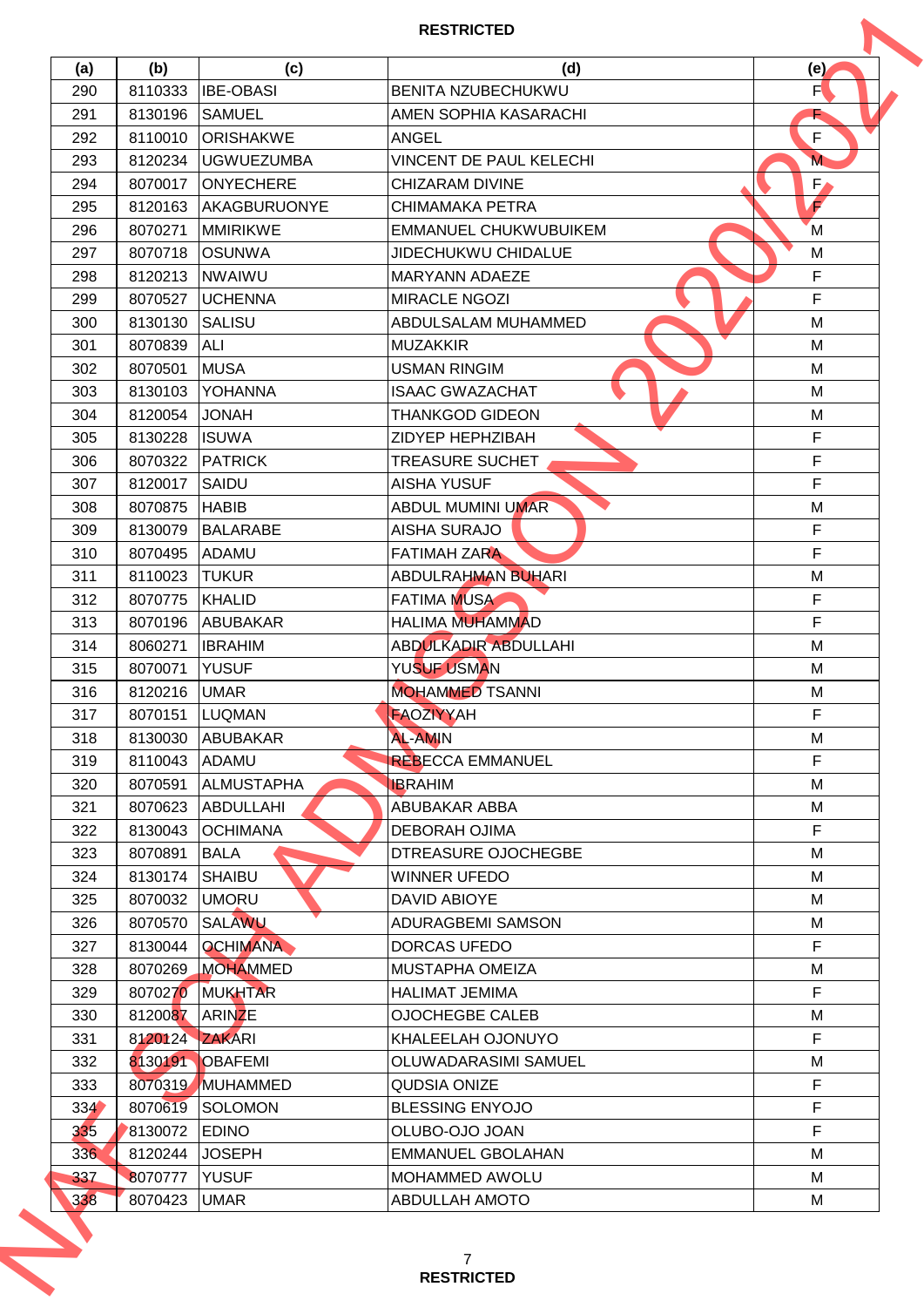**RESTRICTED**

| (a) | (b) | (c) | (d) | (e) |
|---|---|---|---|---|
| 290 | 8110333 | IBE-OBASI | BENITA NZUBECHUKWU | F |
| 291 | 8130196 | SAMUEL | AMEN SOPHIA KASARACHI | F |
| 292 | 8110010 | ORISHAKWE | ANGEL | F |
| 293 | 8120234 | UGWUEZUMBA | VINCENT DE PAUL KELECHI | M |
| 294 | 8070017 | ONYECHERE | CHIZARAM DIVINE | F |
| 295 | 8120163 | AKAGBURUONYE | CHIMAMAKA PETRA | F |
| 296 | 8070271 | MMIRIKWE | EMMANUEL CHUKWUBUIKEM | M |
| 297 | 8070718 | OSUNWA | JIDECHUKWU CHIDALUE | M |
| 298 | 8120213 | NWAIWU | MARYANN ADAEZE | F |
| 299 | 8070527 | UCHENNA | MIRACLE NGOZI | F |
| 300 | 8130130 | SALISU | ABDULSALAM MUHAMMED | M |
| 301 | 8070839 | ALI | MUZAKKIR | M |
| 302 | 8070501 | MUSA | USMAN RINGIM | M |
| 303 | 8130103 | YOHANNA | ISAAC GWAZACHAT | M |
| 304 | 8120054 | JONAH | THANKGOD GIDEON | M |
| 305 | 8130228 | ISUWA | ZIDYEP HEPHZIBAH | F |
| 306 | 8070322 | PATRICK | TREASURE SUCHET | F |
| 307 | 8120017 | SAIDU | AISHA YUSUF | F |
| 308 | 8070875 | HABIB | ABDUL MUMINI UMAR | M |
| 309 | 8130079 | BALARABE | AISHA SURAJO | F |
| 310 | 8070495 | ADAMU | FATIMAH ZARA | F |
| 311 | 8110023 | TUKUR | ABDULRAHMAN BUHARI | M |
| 312 | 8070775 | KHALID | FATIMA MUSA | F |
| 313 | 8070196 | ABUBAKAR | HALIMA MUHAMMAD | F |
| 314 | 8060271 | IBRAHIM | ABDULKADIR ABDULLAHI | M |
| 315 | 8070071 | YUSUF | YUSUF USMAN | M |
| 316 | 8120216 | UMAR | MOHAMMED TSANNI | M |
| 317 | 8070151 | LUQMAN | FAOZIYYAH | F |
| 318 | 8130030 | ABUBAKAR | AL-AMIN | M |
| 319 | 8110043 | ADAMU | REBECCA EMMANUEL | F |
| 320 | 8070591 | ALMUSTAPHA | IBRAHIM | M |
| 321 | 8070623 | ABDULLAHI | ABUBAKAR ABBA | M |
| 322 | 8130043 | OCHIMANA | DEBORAH OJIMA | F |
| 323 | 8070891 | BALA | DTREASURE OJOCHEGBE | M |
| 324 | 8130174 | SHAIBU | WINNER UFEDO | M |
| 325 | 8070032 | UMORU | DAVID ABIOYE | M |
| 326 | 8070570 | SALAWU | ADURAGBEMI SAMSON | M |
| 327 | 8130044 | OCHIMANA | DORCAS UFEDO | F |
| 328 | 8070269 | MOHAMMED | MUSTAPHA OMEIZA | M |
| 329 | 8070270 | MUKHTAR | HALIMAT JEMIMA | F |
| 330 | 8120087 | ARINZE | OJOCHEGBE CALEB | M |
| 331 | 8120124 | ZAKARI | KHALEELAH OJONUYO | F |
| 332 | 8130191 | OBAFEMI | OLUWADARASIMI SAMUEL | M |
| 333 | 8070319 | MUHAMMED | QUDSIA ONIZE | F |
| 334 | 8070619 | SOLOMON | BLESSING ENYOJO | F |
| 335 | 8130072 | EDINO | OLUBO-OJO JOAN | F |
| 336 | 8120244 | JOSEPH | EMMANUEL GBOLAHAN | M |
| 337 | 8070777 | YUSUF | MOHAMMED AWOLU | M |
| 338 | 8070423 | UMAR | ABDULLAH AMOTO | M |

**RESTRICTED**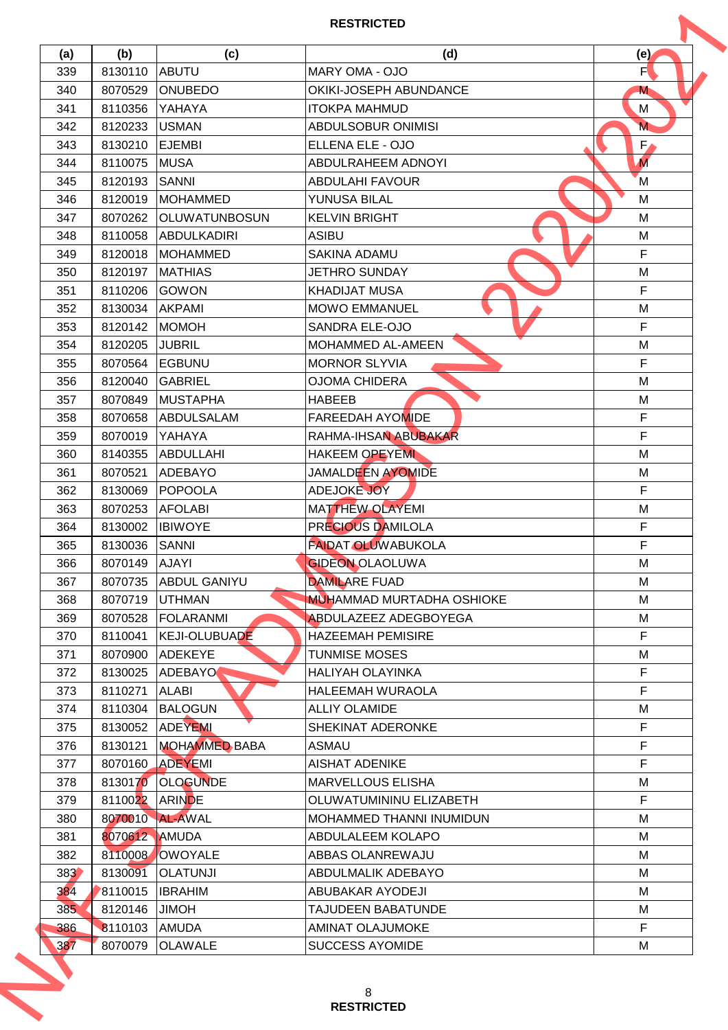| (a) | (b) | (c) | (d) | (e) |
|---|---|---|---|---|
| 339 | 8130110 | ABUTU | MARY OMA - OJO | F |
| 340 | 8070529 | ONUBEDO | OKIKI-JOSEPH ABUNDANCE | M |
| 341 | 8110356 | YAHAYA | ITOKPA MAHMUD | M |
| 342 | 8120233 | USMAN | ABDULSOBUR ONIMISI | M |
| 343 | 8130210 | EJEMBI | ELLENA ELE - OJO | F |
| 344 | 8110075 | MUSA | ABDULRAHEEM ADNOYI | M |
| 345 | 8120193 | SANNI | ABDULAHI FAVOUR | M |
| 346 | 8120019 | MOHAMMED | YUNUSA BILAL | M |
| 347 | 8070262 | OLUWATUNBOSUN | KELVIN BRIGHT | M |
| 348 | 8110058 | ABDULKADIRI | ASIBU | M |
| 349 | 8120018 | MOHAMMED | SAKINA ADAMU | F |
| 350 | 8120197 | MATHIAS | JETHRO SUNDAY | M |
| 351 | 8110206 | GOWON | KHADIJAT MUSA | F |
| 352 | 8130034 | AKPAMI | MOWO EMMANUEL | M |
| 353 | 8120142 | MOMOH | SANDRA ELE-OJO | F |
| 354 | 8120205 | JUBRIL | MOHAMMED AL-AMEEN | M |
| 355 | 8070564 | EGBUNU | MORNOR SLYVIA | F |
| 356 | 8120040 | GABRIEL | OJOMA CHIDERA | M |
| 357 | 8070849 | MUSTAPHA | HABEEB | M |
| 358 | 8070658 | ABDULSALAM | FAREEDAH AYOMIDE | F |
| 359 | 8070019 | YAHAYA | RAHMA-IHSAN ABUBAKAR | F |
| 360 | 8140355 | ABDULLAHI | HAKEEM OPEYEMI | M |
| 361 | 8070521 | ADEBAYO | JAMALDEEN AYOMIDE | M |
| 362 | 8130069 | POPOOLA | ADEJOKE JOY | F |
| 363 | 8070253 | AFOLABI | MATTHEW OLAYEMI | M |
| 364 | 8130002 | IBIWOYE | PRECIOUS DAMILOLA | F |
| 365 | 8130036 | SANNI | FAIDAT OLUWABUKOLA | F |
| 366 | 8070149 | AJAYI | GIDEON OLAOLUWA | M |
| 367 | 8070735 | ABDUL GANIYU | DAMILARE FUAD | M |
| 368 | 8070719 | UTHMAN | MUHAMMAD MURTADHA OSHIOKE | M |
| 369 | 8070528 | FOLARANMI | ABDULAZEEZ ADEGBOYEGA | M |
| 370 | 8110041 | KEJI-OLUBUADE | HAZEEMAH PEMISIRE | F |
| 371 | 8070900 | ADEKEYE | TUNMISE MOSES | M |
| 372 | 8130025 | ADEBAYO | HALIYAH OLAYINKA | F |
| 373 | 8110271 | ALABI | HALEEMAH WURAOLA | F |
| 374 | 8110304 | BALOGUN | ALLIY OLAMIDE | M |
| 375 | 8130052 | ADEYEMI | SHEKINAT ADERONKE | F |
| 376 | 8130121 | MOHAMMED BABA | ASMAU | F |
| 377 | 8070160 | ADEYEMI | AISHAT ADENIKE | F |
| 378 | 8130170 | OLOGUNDE | MARVELLOUS ELISHA | M |
| 379 | 8110022 | ARINDE | OLUWATUMININU ELIZABETH | F |
| 380 | 8070010 | AL-AWAL | MOHAMMED THANNI INUMIDUN | M |
| 381 | 8070612 | AMUDA | ABDULALEEM KOLAPO | M |
| 382 | 8110008 | OWOYALE | ABBAS OLANREWAJU | M |
| 383 | 8130091 | OLATUNJI | ABDULMALIK ADEBAYO | M |
| 384 | 8110015 | IBRAHIM | ABUBAKAR AYODEJI | M |
| 385 | 8120146 | JIMOH | TAJUDEEN BABATUNDE | M |
| 386 | 8110103 | AMUDA | AMINAT OLAJUMOKE | F |
| 387 | 8070079 | OLAWALE | SUCCESS AYOMIDE | M |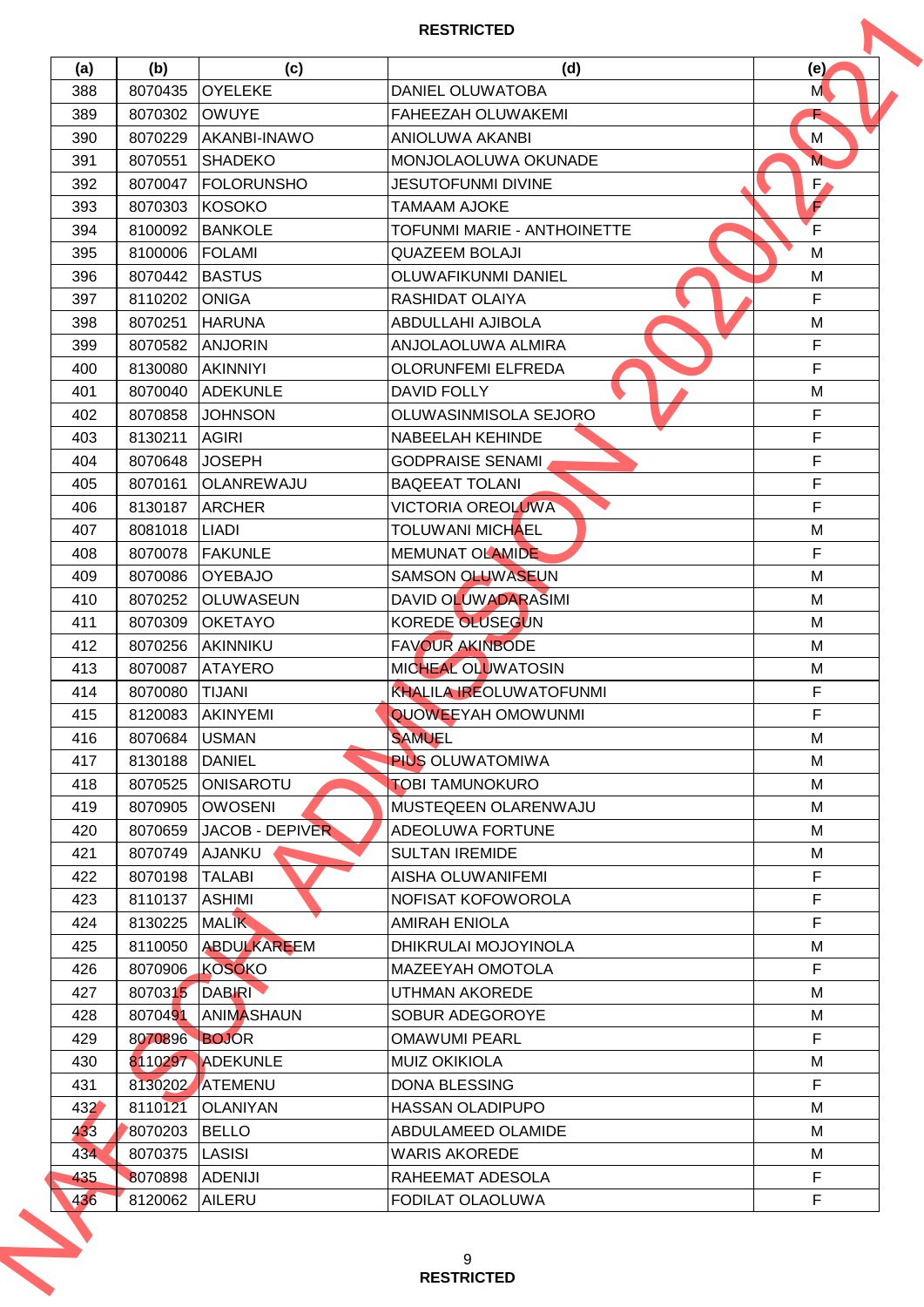| (a) | (b) | (c) | (d) | (e) |
|---|---|---|---|---|
| 388 | 8070435 | OYELEKE | DANIEL OLUWATOBA | M |
| 389 | 8070302 | OWUYE | FAHEEZAH OLUWAKEMI | F |
| 390 | 8070229 | AKANBI-INAWO | ANIOLUWA AKANBI | M |
| 391 | 8070551 | SHADEKO | MONJOLAOLUWA OKUNADE | M |
| 392 | 8070047 | FOLORUNSHO | JESUTOFUNMI DIVINE | F |
| 393 | 8070303 | KOSOKO | TAMAAM AJOKE | F |
| 394 | 8100092 | BANKOLE | TOFUNMI MARIE - ANTHOINETTE | F |
| 395 | 8100006 | FOLAMI | QUAZEEM BOLAJI | M |
| 396 | 8070442 | BASTUS | OLUWAFIKUNMI DANIEL | M |
| 397 | 8110202 | ONIGA | RASHIDAT OLAIYA | F |
| 398 | 8070251 | HARUNA | ABDULLAHI AJIBOLA | M |
| 399 | 8070582 | ANJORIN | ANJOLAOLUWA ALMIRA | F |
| 400 | 8130080 | AKINNIYI | OLORUNFEMI ELFREDA | F |
| 401 | 8070040 | ADEKUNLE | DAVID FOLLY | M |
| 402 | 8070858 | JOHNSON | OLUWASINMISOLA SEJORO | F |
| 403 | 8130211 | AGIRI | NABEELAH KEHINDE | F |
| 404 | 8070648 | JOSEPH | GODPRAISE SENAMI | F |
| 405 | 8070161 | OLANREWAJU | BAQEEAT TOLANI | F |
| 406 | 8130187 | ARCHER | VICTORIA OREOLUWA | F |
| 407 | 8081018 | LIADI | TOLUWANI MICHAEL | M |
| 408 | 8070078 | FAKUNLE | MEMUNAT OLAMIDE | F |
| 409 | 8070086 | OYEBAJO | SAMSON OLUWASEUN | M |
| 410 | 8070252 | OLUWASEUN | DAVID OLUWADARASIMI | M |
| 411 | 8070309 | OKETAYO | KOREDE OLUSEGUN | M |
| 412 | 8070256 | AKINNIKU | FAVOUR AKINBODE | M |
| 413 | 8070087 | ATAYERO | MICHEAL OLUWATOSIN | M |
| 414 | 8070080 | TIJANI | KHALILA IREOLUWATOFUNMI | F |
| 415 | 8120083 | AKINYEMI | QUOWEEYAH OMOWUNMI | F |
| 416 | 8070684 | USMAN | SAMUEL | M |
| 417 | 8130188 | DANIEL | PIUS OLUWATOMIWA | M |
| 418 | 8070525 | ONISAROTU | TOBI TAMUNOKURO | M |
| 419 | 8070905 | OWOSENI | MUSTEQEEN OLARENWAJU | M |
| 420 | 8070659 | JACOB - DEPIVER | ADEOLUWA FORTUNE | M |
| 421 | 8070749 | AJANKU | SULTAN IREMIDE | M |
| 422 | 8070198 | TALABI | AISHA OLUWANIFEMI | F |
| 423 | 8110137 | ASHIMI | NOFISAT KOFOWOROLA | F |
| 424 | 8130225 | MALIK | AMIRAH ENIOLA | F |
| 425 | 8110050 | ABDULKAREEM | DHIKRULAI MOJOYINOLA | M |
| 426 | 8070906 | KOSOKO | MAZEEYAH OMOTOLA | F |
| 427 | 8070315 | DABIRI | UTHMAN AKOREDE | M |
| 428 | 8070491 | ANIMASHAUN | SOBUR ADEGOROYE | M |
| 429 | 8070896 | BOJOR | OMAWUMI PEARL | F |
| 430 | 8110297 | ADEKUNLE | MUIZ OKIKIOLA | M |
| 431 | 8130202 | ATEMENU | DONA BLESSING | F |
| 432 | 8110121 | OLANIYAN | HASSAN OLADIPUPO | M |
| 433 | 8070203 | BELLO | ABDULAMEED OLAMIDE | M |
| 434 | 8070375 | LASISI | WARIS AKOREDE | M |
| 435 | 8070898 | ADENIJI | RAHEEMAT ADESOLA | F |
| 436 | 8120062 | AILERU | FODILAT OLAOLUWA | F |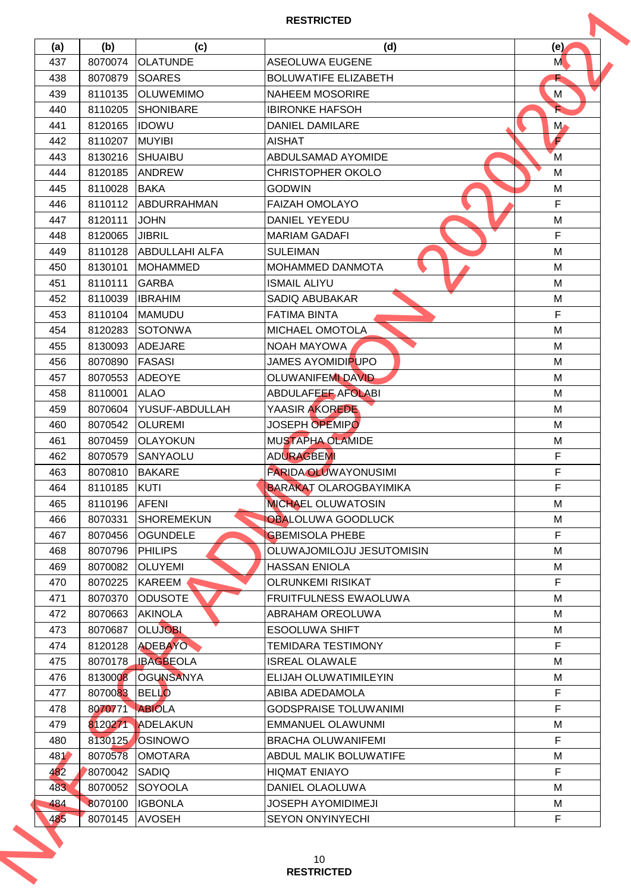| (a) | (b) | (c) | (d) | (e) |
|---|---|---|---|---|
| 437 | 8070074 | OLATUNDE | ASEOLUWA EUGENE | M |
| 438 | 8070879 | SOARES | BOLUWATIFE ELIZABETH | F |
| 439 | 8110135 | OLUWEMIMO | NAHEEM MOSORIRE | M |
| 440 | 8110205 | SHONIBARE | IBIRONKE HAFSOH | F |
| 441 | 8120165 | IDOWU | DANIEL DAMILARE | M |
| 442 | 8110207 | MUYIBI | AISHAT | F |
| 443 | 8130216 | SHUAIBU | ABDULSAMAD AYOMIDE | M |
| 444 | 8120185 | ANDREW | CHRISTOPHER OKOLO | M |
| 445 | 8110028 | BAKA | GODWIN | M |
| 446 | 8110112 | ABDURRAHMAN | FAIZAH OMOLAYO | F |
| 447 | 8120111 | JOHN | DANIEL YEYEDU | M |
| 448 | 8120065 | JIBRIL | MARIAM GADAFI | F |
| 449 | 8110128 | ABDULLAHI ALFA | SULEIMAN | M |
| 450 | 8130101 | MOHAMMED | MOHAMMED DANMOTA | M |
| 451 | 8110111 | GARBA | ISMAIL ALIYU | M |
| 452 | 8110039 | IBRAHIM | SADIQ ABUBAKAR | M |
| 453 | 8110104 | MAMUDU | FATIMA BINTA | F |
| 454 | 8120283 | SOTONWA | MICHAEL OMOTOLA | M |
| 455 | 8130093 | ADEJARE | NOAH MAYOWA | M |
| 456 | 8070890 | FASASI | JAMES AYOMIDIPUPO | M |
| 457 | 8070553 | ADEOYE | OLUWANIFEMI DAVID | M |
| 458 | 8110001 | ALAO | ABDULAFEEF AFOLABI | M |
| 459 | 8070604 | YUSUF-ABDULLAH | YAASIR AKOREDE | M |
| 460 | 8070542 | OLUREMI | JOSEPH OPEMIPO | M |
| 461 | 8070459 | OLAYOKUN | MUSTAPHA OLAMIDE | M |
| 462 | 8070579 | SANYAOLU | ADURAGBEMI | F |
| 463 | 8070810 | BAKARE | FARIDA OLUWAYONUSIMI | F |
| 464 | 8110185 | KUTI | BARAKAT OLAROGBAYIMIKA | F |
| 465 | 8110196 | AFENI | MICHAEL OLUWATOSIN | M |
| 466 | 8070331 | SHOREMEKUN | OBALOLUWA GOODLUCK | M |
| 467 | 8070456 | OGUNDELE | GBEMISOLA PHEBE | F |
| 468 | 8070796 | PHILIPS | OLUWAJOMILOJU JESUTOMISIN | M |
| 469 | 8070082 | OLUYEMI | HASSAN ENIOLA | M |
| 470 | 8070225 | KAREEM | OLRUNKEMI RISIKAT | F |
| 471 | 8070370 | ODUSOTE | FRUITFULNESS EWAOLUWA | M |
| 472 | 8070663 | AKINOLA | ABRAHAM OREOLUWA | M |
| 473 | 8070687 | OLUJOBI | ESOOLUWA SHIFT | M |
| 474 | 8120128 | ADEBAYO | TEMIDARA TESTIMONY | F |
| 475 | 8070178 | IBAGBEOLA | ISREAL OLAWALE | M |
| 476 | 8130008 | OGUNSANYA | ELIJAH OLUWATIMILEYIN | M |
| 477 | 8070083 | BELLO | ABIBA ADEDAMOLA | F |
| 478 | 8070771 | ABIOLA | GODSPRAISE TOLUWANIMI | F |
| 479 | 8120271 | ADELAKUN | EMMANUEL OLAWUNMI | M |
| 480 | 8130125 | OSINOWO | BRACHA OLUWANIFEMI | F |
| 481 | 8070578 | OMOTARA | ABDUL MALIK BOLUWATIFE | M |
| 482 | 8070042 | SADIQ | HIQMAT ENIAYO | F |
| 483 | 8070052 | SOYOOLA | DANIEL OLAOLUWA | M |
| 484 | 8070100 | IGBONLA | JOSEPH AYOMIDIMEJI | M |
| 485 | 8070145 | AVOSEH | SEYON ONYINYECHI | F |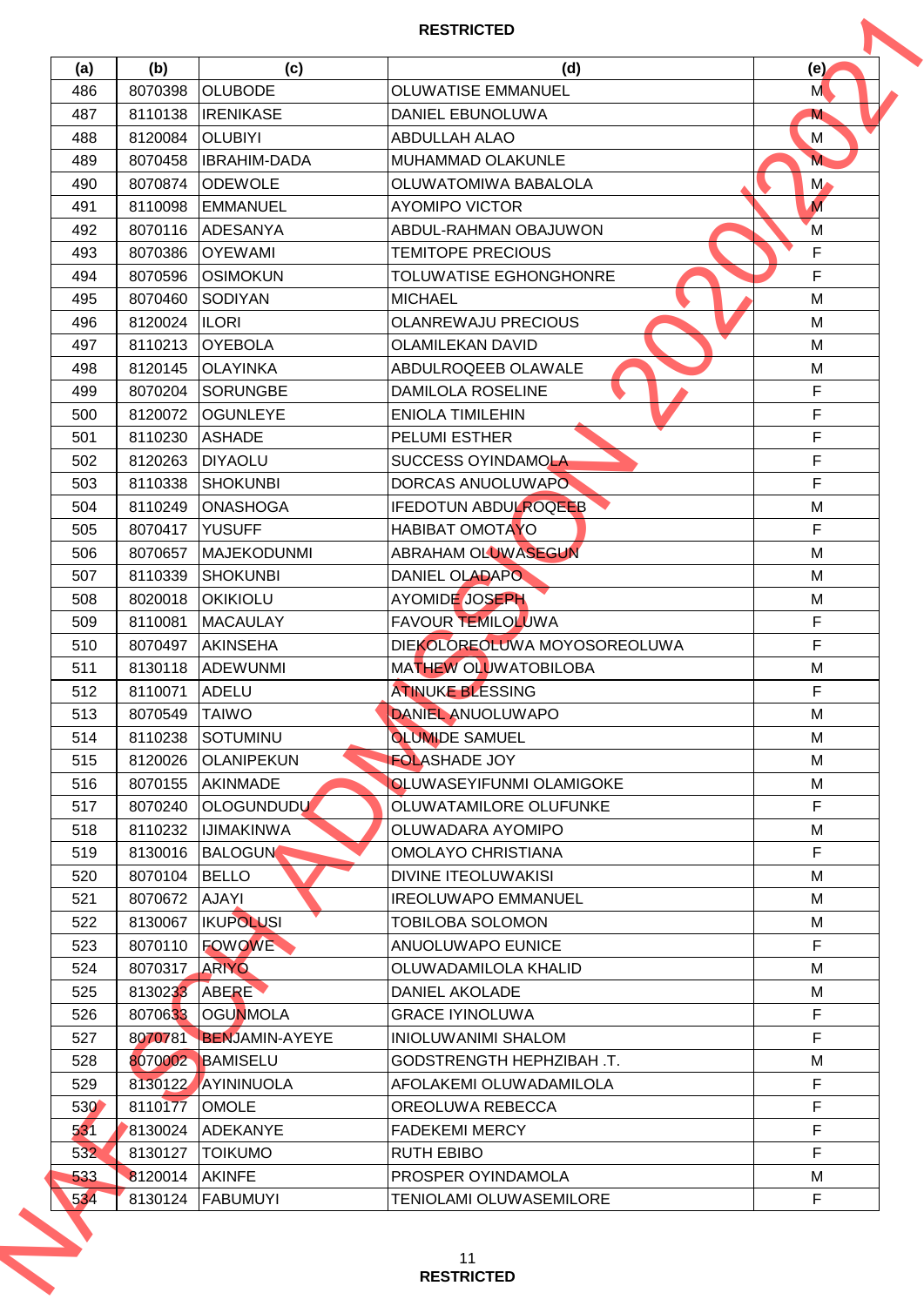| (a) | (b) | (c) | (d) | (e) |
|---|---|---|---|---|
| 486 | 8070398 | OLUBODE | OLUWATISE EMMANUEL | M |
| 487 | 8110138 | IRENIKASE | DANIEL EBUNOLUWA | M |
| 488 | 8120084 | OLUBIYI | ABDULLAH ALAO | M |
| 489 | 8070458 | IBRAHIM-DADA | MUHAMMAD OLAKUNLE | M |
| 490 | 8070874 | ODEWOLE | OLUWATOMIWA BABALOLA | M |
| 491 | 8110098 | EMMANUEL | AYOMIPO VICTOR | M |
| 492 | 8070116 | ADESANYA | ABDUL-RAHMAN OBAJUWON | M |
| 493 | 8070386 | OYEWAMI | TEMITOPE PRECIOUS | F |
| 494 | 8070596 | OSIMOKUN | TOLUWATISE EGHONGHONRE | F |
| 495 | 8070460 | SODIYAN | MICHAEL | M |
| 496 | 8120024 | ILORI | OLANREWAJU PRECIOUS | M |
| 497 | 8110213 | OYEBOLA | OLAMILEKAN DAVID | M |
| 498 | 8120145 | OLAYINKA | ABDULROQEEB OLAWALE | M |
| 499 | 8070204 | SORUNGBE | DAMILOLA ROSELINE | F |
| 500 | 8120072 | OGUNLEYE | ENIOLA TIMILEHIN | F |
| 501 | 8110230 | ASHADE | PELUMI ESTHER | F |
| 502 | 8120263 | DIYAOLU | SUCCESS OYINDAMOLA | F |
| 503 | 8110338 | SHOKUNBI | DORCAS ANUOLUWAPO | F |
| 504 | 8110249 | ONASHOGA | IFEDOTUN ABDULROQEEB | M |
| 505 | 8070417 | YUSUFF | HABIBAT OMOTAYO | F |
| 506 | 8070657 | MAJEKODUNMI | ABRAHAM OLUWASEGUN | M |
| 507 | 8110339 | SHOKUNBI | DANIEL OLADAPO | M |
| 508 | 8020018 | OKIKIOLU | AYOMIDE JOSEPH | M |
| 509 | 8110081 | MACAULAY | FAVOUR TEMILOLUWA | F |
| 510 | 8070497 | AKINSEHA | DIEKOLOREOLUWA MOYOSOREOLUWA | F |
| 511 | 8130118 | ADEWUNMI | MATHEW OLUWATOBILOBA | M |
| 512 | 8110071 | ADELU | ATINUKE BLESSING | F |
| 513 | 8070549 | TAIWO | DANIEL ANUOLUWAPO | M |
| 514 | 8110238 | SOTUMINU | OLUMIDE SAMUEL | M |
| 515 | 8120026 | OLANIPEKUN | FOLASHADE JOY | M |
| 516 | 8070155 | AKINMADE | OLUWASEYIFUNMI OLAMIGOKE | M |
| 517 | 8070240 | OLOGUNDUDU | OLUWATAMILORE OLUFUNKE | F |
| 518 | 8110232 | IJIMAKINWA | OLUWADARA AYOMIPO | M |
| 519 | 8130016 | BALOGUN | OMOLAYO CHRISTIANA | F |
| 520 | 8070104 | BELLO | DIVINE ITEOLUWAKISI | M |
| 521 | 8070672 | AJAYI | IREOLUWAPO EMMANUEL | M |
| 522 | 8130067 | IKUPOLUSI | TOBILOBA SOLOMON | M |
| 523 | 8070110 | FOWOWE | ANUOLUWAPO EUNICE | F |
| 524 | 8070317 | ARIYO | OLUWADAMILOLA KHALID | M |
| 525 | 8130233 | ABERE | DANIEL AKOLADE | M |
| 526 | 8070633 | OGUNMOLA | GRACE IYINOLUWA | F |
| 527 | 8070781 | BENJAMIN-AYEYE | INIOLUWANIMI SHALOM | F |
| 528 | 8070002 | BAMISELU | GODSTRENGTH HEPHZIBAH .T. | M |
| 529 | 8130122 | AYININUOLA | AFOLAKEMI OLUWADAMILOLA | F |
| 530 | 8110177 | OMOLE | OREOLUWA REBECCA | F |
| 531 | 8130024 | ADEKANYE | FADEKEMI MERCY | F |
| 532 | 8130127 | TOIKUMO | RUTH EBIBO | F |
| 533 | 8120014 | AKINFE | PROSPER OYINDAMOLA | M |
| 534 | 8130124 | FABUMUYI | TENIOLAMI OLUWASEMILORE | F |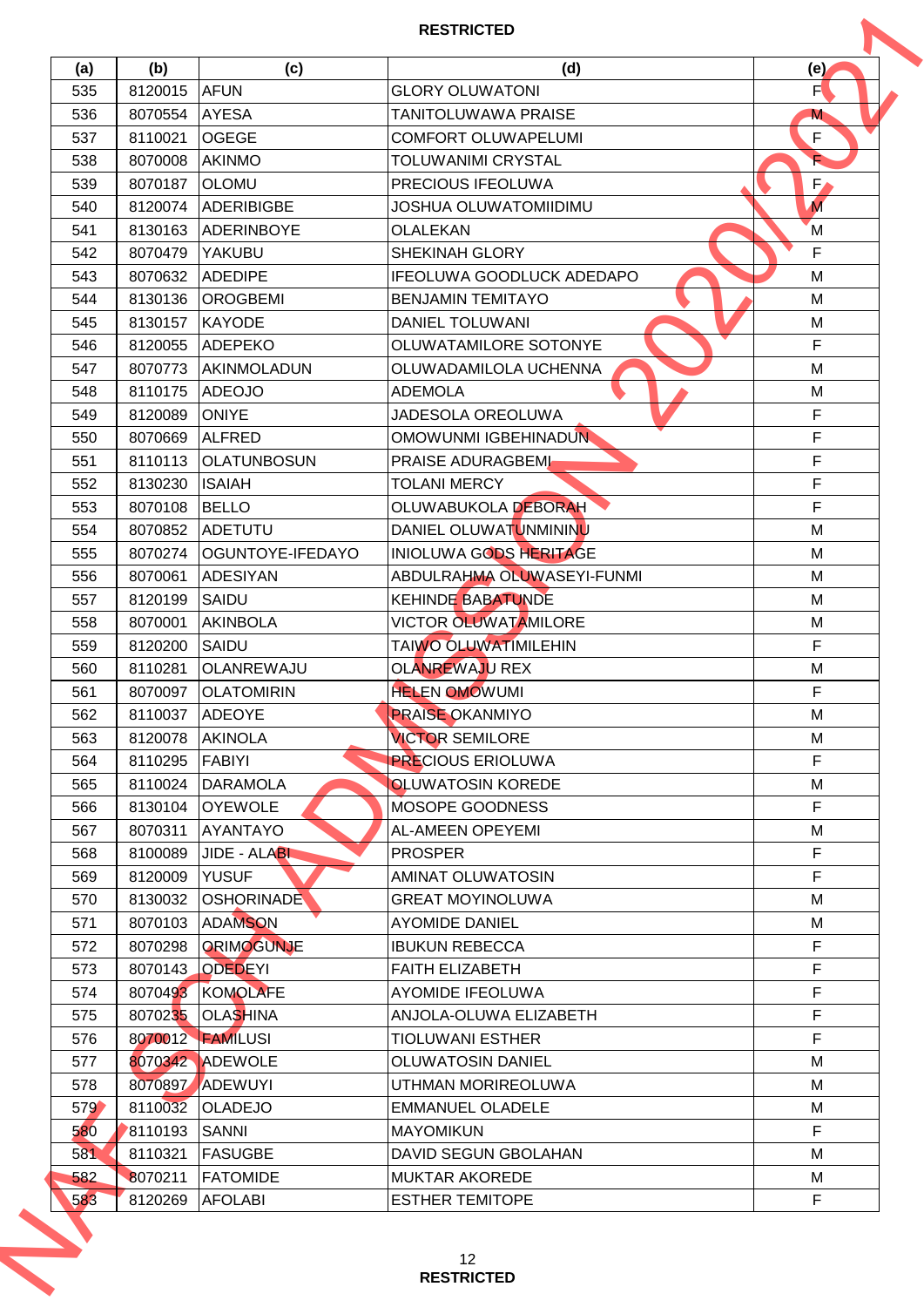**RESTRICTED**

| (a) | (b) | (c) | (d) | (e) |
|---|---|---|---|---|
| 535 | 8120015 | AFUN | GLORY OLUWATONI | F |
| 536 | 8070554 | AYESA | TANITOLUWAWA PRAISE | M |
| 537 | 8110021 | OGEGE | COMFORT OLUWAPELUMI | F |
| 538 | 8070008 | AKINMO | TOLUWANIMI CRYSTAL | F |
| 539 | 8070187 | OLOMU | PRECIOUS IFEOLUWA | F |
| 540 | 8120074 | ADERIBIGBE | JOSHUA OLUWATOMIIDIMU | M |
| 541 | 8130163 | ADERINBOYE | OLALEKAN | M |
| 542 | 8070479 | YAKUBU | SHEKINAH GLORY | F |
| 543 | 8070632 | ADEDIPE | IFEOLUWA GOODLUCK ADEDAPO | M |
| 544 | 8130136 | OROGBEMI | BENJAMIN TEMITAYO | M |
| 545 | 8130157 | KAYODE | DANIEL TOLUWANI | M |
| 546 | 8120055 | ADEPEKO | OLUWATAMILORE SOTONYE | F |
| 547 | 8070773 | AKINMOLADUN | OLUWADAMILOLA UCHENNA | M |
| 548 | 8110175 | ADEOJO | ADEMOLA | M |
| 549 | 8120089 | ONIYE | JADESOLA OREOLUWA | F |
| 550 | 8070669 | ALFRED | OMOWUNMI IGBEHINADUN | F |
| 551 | 8110113 | OLATUNBOSUN | PRAISE ADURAGBEMI | F |
| 552 | 8130230 | ISAIAH | TOLANI MERCY | F |
| 553 | 8070108 | BELLO | OLUWABUKOLA DEBORAH | F |
| 554 | 8070852 | ADETUTU | DANIEL OLUWATUNMININU | M |
| 555 | 8070274 | OGUNTOYE-IFEDAYO | INIOLUWA GODS HERITAGE | M |
| 556 | 8070061 | ADESIYAN | ABDULRAHMA OLUWASEYI-FUNMI | M |
| 557 | 8120199 | SAIDU | KEHINDE BABATUNDE | M |
| 558 | 8070001 | AKINBOLA | VICTOR OLUWATAMILORE | M |
| 559 | 8120200 | SAIDU | TAIWO OLUWATIMILEHIN | F |
| 560 | 8110281 | OLANREWAJU | OLANREWAJU REX | M |
| 561 | 8070097 | OLATOMIRIN | HELEN OMOWUMI | F |
| 562 | 8110037 | ADEOYE | PRAISE OKANMIYO | M |
| 563 | 8120078 | AKINOLA | VICTOR SEMILORE | M |
| 564 | 8110295 | FABIYI | PRECIOUS ERIOLUWA | F |
| 565 | 8110024 | DARAMOLA | OLUWATOSIN KOREDE | M |
| 566 | 8130104 | OYEWOLE | MOSOPE GOODNESS | F |
| 567 | 8070311 | AYANTAYO | AL-AMEEN OPEYEMI | M |
| 568 | 8100089 | JIDE - ALABI | PROSPER | F |
| 569 | 8120009 | YUSUF | AMINAT OLUWATOSIN | F |
| 570 | 8130032 | OSHORINADE | GREAT MOYINOLUWA | M |
| 571 | 8070103 | ADAMSON | AYOMIDE DANIEL | M |
| 572 | 8070298 | ORIMOGUNJE | IBUKUN REBECCA | F |
| 573 | 8070143 | ODEDEYI | FAITH ELIZABETH | F |
| 574 | 8070493 | KOMOLAFE | AYOMIDE IFEOLUWA | F |
| 575 | 8070235 | OLASHINA | ANJOLA-OLUWA ELIZABETH | F |
| 576 | 8070012 | FAMILUSI | TIOLUWANI ESTHER | F |
| 577 | 8070342 | ADEWOLE | OLUWATOSIN DANIEL | M |
| 578 | 8070897 | ADEWUYI | UTHMAN MORIREOLUWA | M |
| 579 | 8110032 | OLADEJO | EMMANUEL OLADELE | M |
| 580 | 8110193 | SANNI | MAYOMIKUN | F |
| 581 | 8110321 | FASUGBE | DAVID SEGUN GBOLAHAN | M |
| 582 | 8070211 | FATOMIDE | MUKTAR AKOREDE | M |
| 583 | 8120269 | AFOLABI | ESTHER TEMITOPE | F |

**RESTRICTED**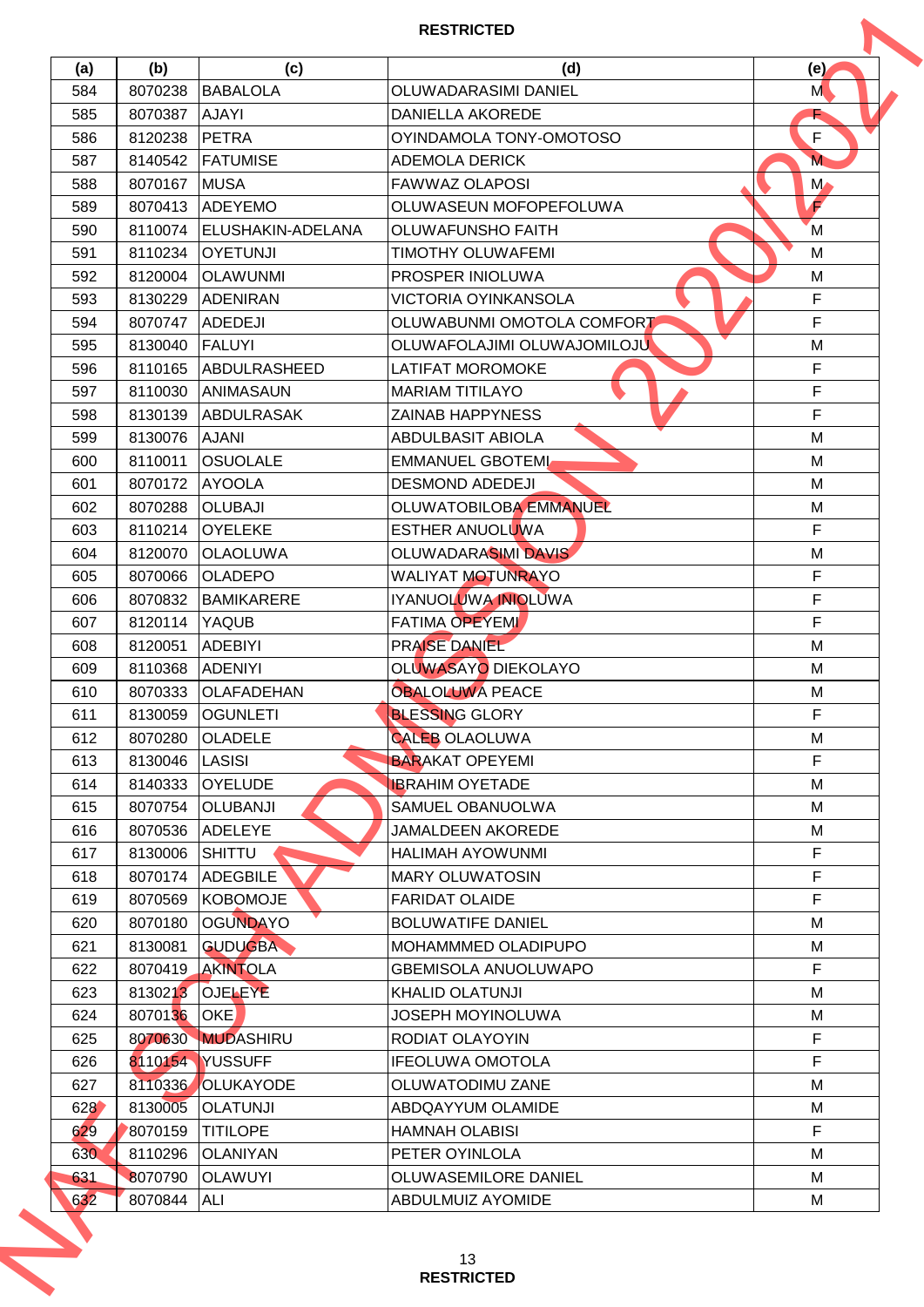| (a) | (b) | (c) | (d) | (e) |
|---|---|---|---|---|
| 584 | 8070238 | BABALOLA | OLUWADARASIMI DANIEL | M |
| 585 | 8070387 | AJAYI | DANIELLA AKOREDE | F |
| 586 | 8120238 | PETRA | OYINDAMOLA TONY-OMOTOSO | F |
| 587 | 8140542 | FATUMISE | ADEMOLA DERICK | M |
| 588 | 8070167 | MUSA | FAWWAZ OLAPOSI | M |
| 589 | 8070413 | ADEYEMO | OLUWASEUN MOFOPEFOLUWA | F |
| 590 | 8110074 | ELUSHAKIN-ADELANA | OLUWAFUNSHO FAITH | M |
| 591 | 8110234 | OYETUNJI | TIMOTHY OLUWAFEMI | M |
| 592 | 8120004 | OLAWUNMI | PROSPER INIOLUWA | M |
| 593 | 8130229 | ADENIRAN | VICTORIA OYINKANSOLA | F |
| 594 | 8070747 | ADEDEJI | OLUWABUNMI OMOTOLA COMFORT | F |
| 595 | 8130040 | FALUYI | OLUWAFOLAJIMI OLUWAJOMILOJU | M |
| 596 | 8110165 | ABDULRASHEED | LATIFAT MOROMOKE | F |
| 597 | 8110030 | ANIMASAUN | MARIAM TITILAYO | F |
| 598 | 8130139 | ABDULRASAK | ZAINAB HAPPYNESS | F |
| 599 | 8130076 | AJANI | ABDULBASIT ABIOLA | M |
| 600 | 8110011 | OSUOLALE | EMMANUEL GBOTEMI | M |
| 601 | 8070172 | AYOOLA | DESMOND ADEDEJI | M |
| 602 | 8070288 | OLUBAJI | OLUWATOBILOBA EMMANUEL | M |
| 603 | 8110214 | OYELEKE | ESTHER ANUOLUWA | F |
| 604 | 8120070 | OLAOLUWA | OLUWADARASIMI DAVIS | M |
| 605 | 8070066 | OLADEPO | WALIYAT MOTUNRAYO | F |
| 606 | 8070832 | BAMIKARERE | IYANUOLUWA INIOLUWA | F |
| 607 | 8120114 | YAQUB | FATIMA OPEYEMI | F |
| 608 | 8120051 | ADEBIYI | PRAISE DANIEL | M |
| 609 | 8110368 | ADENIYI | OLUWASAYO DIEKOLAYO | M |
| 610 | 8070333 | OLAFADEHAN | OBALOLUWA PEACE | M |
| 611 | 8130059 | OGUNLETI | BLESSING GLORY | F |
| 612 | 8070280 | OLADELE | CALEB OLAOLUWA | M |
| 613 | 8130046 | LASISI | BARAKAT OPEYEMI | F |
| 614 | 8140333 | OYELUDE | IBRAHIM OYETADE | M |
| 615 | 8070754 | OLUBANJI | SAMUEL OBANUOLWA | M |
| 616 | 8070536 | ADELEYE | JAMALDEEN AKOREDE | M |
| 617 | 8130006 | SHITTU | HALIMAH AYOWUNMI | F |
| 618 | 8070174 | ADEGBILE | MARY OLUWATOSIN | F |
| 619 | 8070569 | KOBOMOJE | FARIDAT OLAIDE | F |
| 620 | 8070180 | OGUNDAYO | BOLUWATIFE DANIEL | M |
| 621 | 8130081 | GUDUGBA | MOHAMMMED OLADIPUPO | M |
| 622 | 8070419 | AKINTOLA | GBEMISOLA ANUOLUWAPO | F |
| 623 | 8130213 | OJELEYE | KHALID OLATUNJI | M |
| 624 | 8070136 | OKE | JOSEPH MOYINOLUWA | M |
| 625 | 8070630 | MUDASHIRU | RODIAT OLAYOYIN | F |
| 626 | 8110154 | YUSSUFF | IFEOLUWA OMOTOLA | F |
| 627 | 8110336 | OLUKAYODE | OLUWATODIMU ZANE | M |
| 628 | 8130005 | OLATUNJI | ABDQAYYUM OLAMIDE | M |
| 629 | 8070159 | TITILOPE | HAMNAH OLABISI | F |
| 630 | 8110296 | OLANIYAN | PETER OYINLOLA | M |
| 631 | 8070790 | OLAWUYI | OLUWASEMILORE DANIEL | M |
| 632 | 8070844 | ALI | ABDULMUIZ AYOMIDE | M |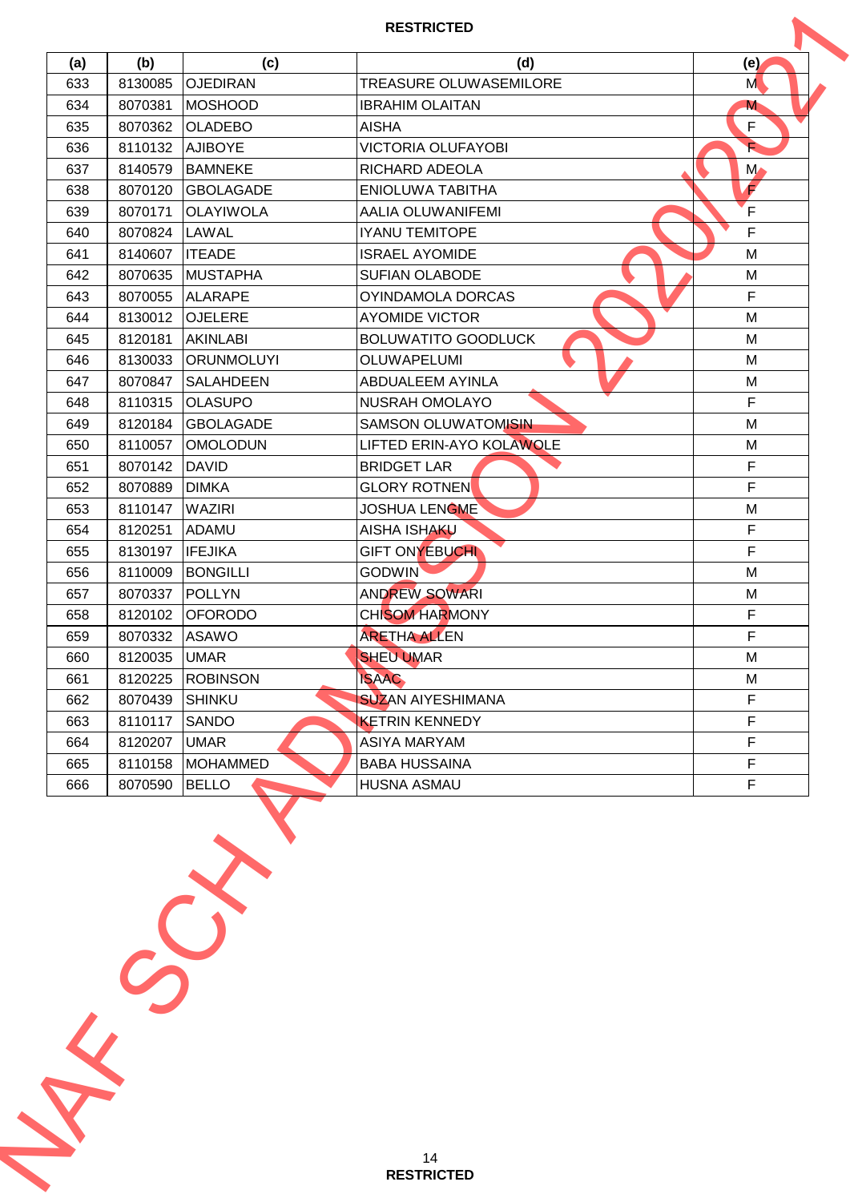| (a) | (b) | (c) | (d) | (e) |
|---|---|---|---|---|
| 633 | 8130085 | OJEDIRAN | TREASURE OLUWASEMILORE | M |
| 634 | 8070381 | MOSHOOD | IBRAHIM OLAITAN | M |
| 635 | 8070362 | OLADEBO | AISHA | F |
| 636 | 8110132 | AJIBOYE | VICTORIA OLUFAYOBI | F |
| 637 | 8140579 | BAMNEKE | RICHARD ADEOLA | M |
| 638 | 8070120 | GBOLAGADE | ENIOLUWA TABITHA | F |
| 639 | 8070171 | OLAYIWOLA | AALIA OLUWANIFEMI | F |
| 640 | 8070824 | LAWAL | IYANU TEMITOPE | F |
| 641 | 8140607 | ITEADE | ISRAEL AYOMIDE | M |
| 642 | 8070635 | MUSTAPHA | SUFIAN OLABODE | M |
| 643 | 8070055 | ALARAPE | OYINDAMOLA DORCAS | F |
| 644 | 8130012 | OJELERE | AYOMIDE VICTOR | M |
| 645 | 8120181 | AKINLABI | BOLUWATITO GOODLUCK | M |
| 646 | 8130033 | ORUNMOLUYI | OLUWAPELUMI | M |
| 647 | 8070847 | SALAHDEEN | ABDUALEEM AYINLA | M |
| 648 | 8110315 | OLASUPO | NUSRAH OMOLAYO | F |
| 649 | 8120184 | GBOLAGADE | SAMSON OLUWATOMISIN | M |
| 650 | 8110057 | OMOLODUN | LIFTED ERIN-AYO KOLAWOLE | M |
| 651 | 8070142 | DAVID | BRIDGET LAR | F |
| 652 | 8070889 | DIMKA | GLORY ROTNEN | F |
| 653 | 8110147 | WAZIRI | JOSHUA LENGME | M |
| 654 | 8120251 | ADAMU | AISHA ISHAKU | F |
| 655 | 8130197 | IFEJIKA | GIFT ONYEBUCHI | F |
| 656 | 8110009 | BONGILLI | GODWIN | M |
| 657 | 8070337 | POLLYN | ANDREW SOWARI | M |
| 658 | 8120102 | OFORODO | CHISOM HARMONY | F |
| 659 | 8070332 | ASAWO | ARETHA ALLEN | F |
| 660 | 8120035 | UMAR | SHEU UMAR | M |
| 661 | 8120225 | ROBINSON | ISAAC | M |
| 662 | 8070439 | SHINKU | SUZAN AIYESHIMANA | F |
| 663 | 8110117 | SANDO | KETRIN KENNEDY | F |
| 664 | 8120207 | UMAR | ASIYA MARYAM | F |
| 665 | 8110158 | MOHAMMED | BABA HUSSAINA | F |
| 666 | 8070590 | BELLO | HUSNA ASMAU | F |